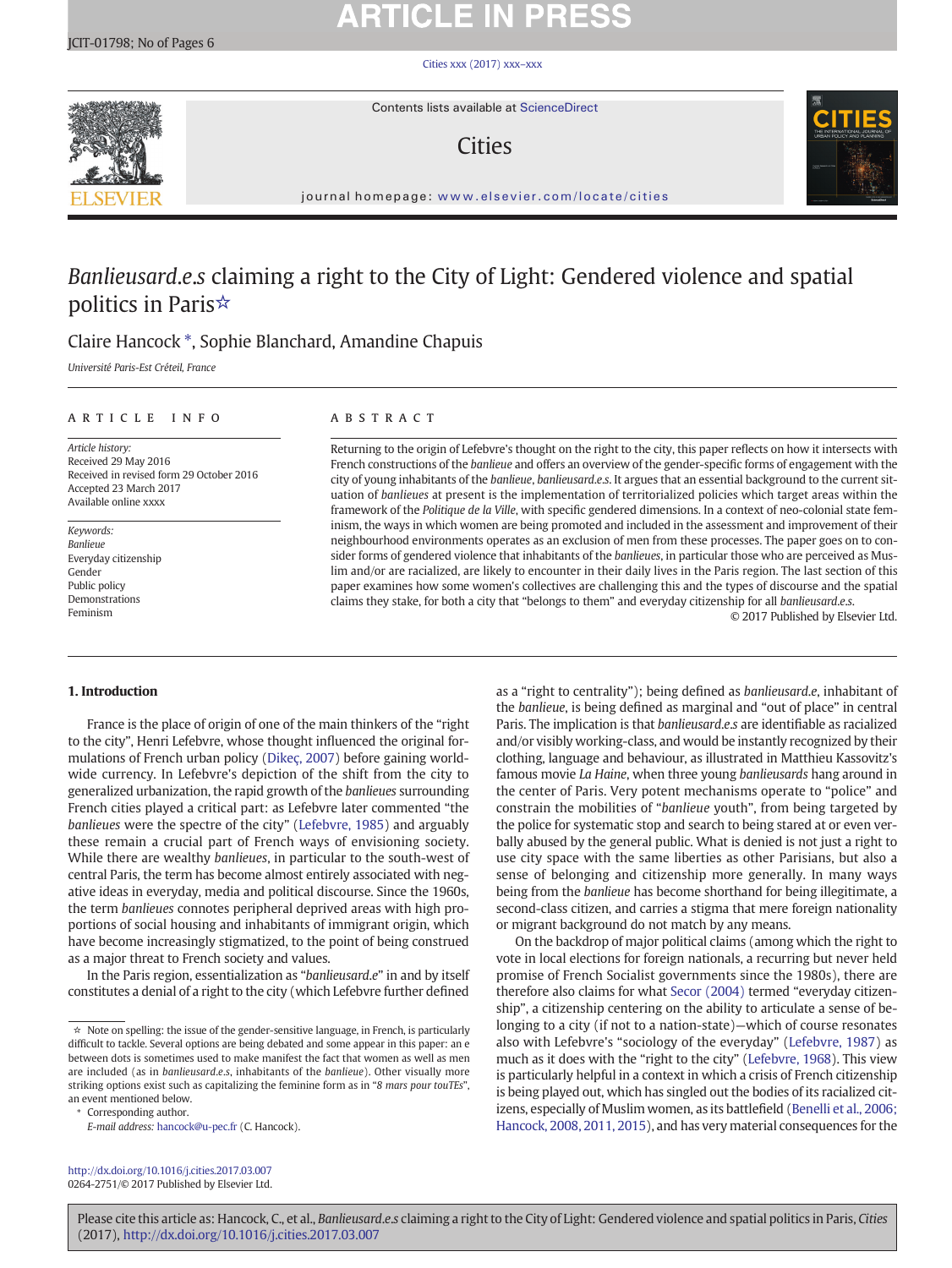# *Banlieusard.e.s* claiming a right to the City of Light: Gendered violence and spatial politics in Paris☆

Claire Hancock *, Sophie Blanchard, Amandine Chapuis

*Université Paris-Est Créteil, France*

**ARTICLE INFO**

*Article history:*
Received 29 May 2016
Received in revised form 29 October 2016
Accepted 23 March 2017
Available online xxxx

*Keywords:*
*Banlieue*
Everyday citizenship
Gender
Public policy
Demonstrations
Feminism

**ABSTRACT**

Returning to the origin of Lefebvre's thought on the right to the city, this paper reflects on how it intersects with French constructions of the *banlieue* and offers an overview of the gender-specific forms of engagement with the city of young inhabitants of the *banlieue*, *banlieusard.e.s*. It argues that an essential background to the current situation of *banlieues* at present is the implementation of territorialized policies which target areas within the framework of the *Politique de la Ville*, with specific gendered dimensions. In a context of neo-colonial state feminism, the ways in which women are being promoted and included in the assessment and improvement of their neighbourhood environments operates as an exclusion of men from these processes. The paper goes on to consider forms of gendered violence that inhabitants of the *banlieues*, in particular those who are perceived as Muslim and/or are racialized, are likely to encounter in their daily lives in the Paris region. The last section of this paper examines how some women's collectives are challenging this and the types of discourse and the spatial claims they stake, for both a city that "belongs to them" and everyday citizenship for all *banlieusard.e.s*.

© 2017 Published by Elsevier Ltd.

## 1. Introduction

France is the place of origin of one of the main thinkers of the "right to the city", Henri Lefebvre, whose thought influenced the original formulations of French urban policy (Dikeç, 2007) before gaining worldwide currency. In Lefebvre's depiction of the shift from the city to generalized urbanization, the rapid growth of the *banlieues* surrounding French cities played a critical part: as Lefebvre later commented "the *banlieues* were the spectre of the city" (Lefebvre, 1985) and arguably these remain a crucial part of French ways of envisioning society. While there are wealthy *banlieues*, in particular to the south-west of central Paris, the term has become almost entirely associated with negative ideas in everyday, media and political discourse. Since the 1960s, the term *banlieues* connotes peripheral deprived areas with high proportions of social housing and inhabitants of immigrant origin, which have become increasingly stigmatized, to the point of being construed as a major threat to French society and values.

In the Paris region, essentialization as "*banlieusard.e*" in and by itself constitutes a denial of a right to the city (which Lefebvre further defined as a "right to centrality"); being defined as *banlieusard.e*, inhabitant of the *banlieue*, is being defined as marginal and "out of place" in central Paris. The implication is that *banlieusard.e.s* are identifiable as racialized and/or visibly working-class, and would be instantly recognized by their clothing, language and behaviour, as illustrated in Matthieu Kassovitz's famous movie *La Haine*, when three young *banlieusards* hang around in the center of Paris. Very potent mechanisms operate to "police" and constrain the mobilities of "*banlieue* youth", from being targeted by the police for systematic stop and search to being stared at or even verbally abused by the general public. What is denied is not just a right to use city space with the same liberties as other Parisians, but also a sense of belonging and citizenship more generally. In many ways being from the *banlieue* has become shorthand for being illegitimate, a second-class citizen, and carries a stigma that mere foreign nationality or migrant background do not match by any means.

On the backdrop of major political claims (among which the right to vote in local elections for foreign nationals, a recurring but never held promise of French Socialist governments since the 1980s), there are therefore also claims for what Secor (2004) termed "everyday citizenship", a citizenship centering on the ability to articulate a sense of belonging to a city (if not to a nation-state)—which of course resonates also with Lefebvre's "sociology of the everyday" (Lefebvre, 1987) as much as it does with the "right to the city" (Lefebvre, 1968). This view is particularly helpful in a context in which a crisis of French citizenship is being played out, which has singled out the bodies of its racialized citizens, especially of Muslim women, as its battlefield (Benelli et al., 2006; Hancock, 2008, 2011, 2015), and has very material consequences for the

☆ Note on spelling: the issue of the gender-sensitive language, in French, is particularly difficult to tackle. Several options are being debated and some appear in this paper: an e between dots is sometimes used to make manifest the fact that women as well as men are included (as in *banlieusard.e.s*, inhabitants of the *banlieue*). Other visually more striking options exist such as capitalizing the feminine form as in "*8 mars pour touTEs*", an event mentioned below.

\* Corresponding author.
*E-mail address:* hancock@u-pec.fr (C. Hancock).

http://dx.doi.org/10.1016/j.cities.2017.03.007
0264-2751/© 2017 Published by Elsevier Ltd.

Please cite this article as: Hancock, C., et al., *Banlieusard.e.s* claiming a right to the City of Light: Gendered violence and spatial politics in Paris, *Cities* (2017), http://dx.doi.org/10.1016/j.cities.2017.03.007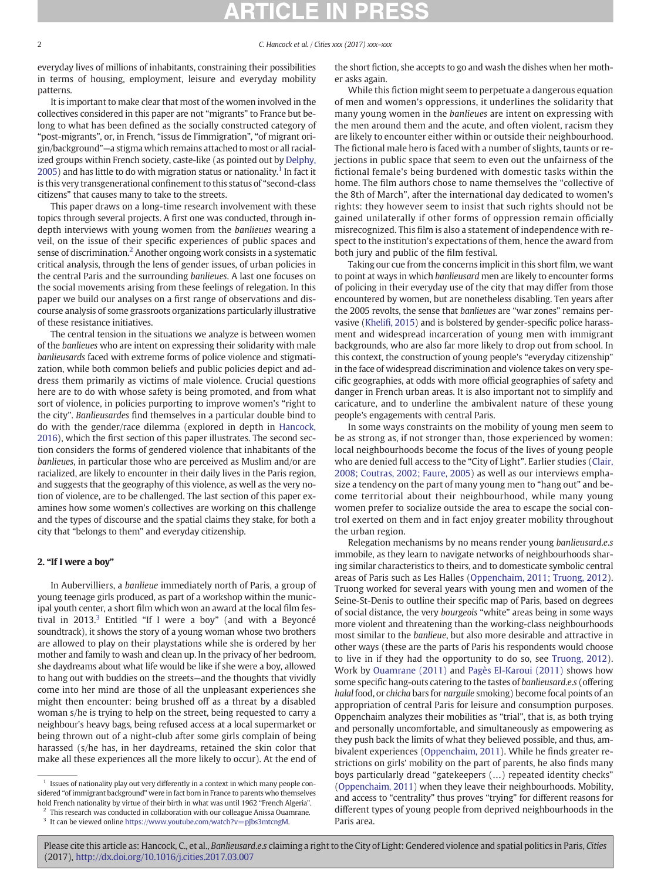everyday lives of millions of inhabitants, constraining their possibilities in terms of housing, employment, leisure and everyday mobility patterns.

It is important to make clear that most of the women involved in the collectives considered in this paper are not "migrants" to France but belong to what has been defined as the socially constructed category of "post-migrants", or, in French, "issus de l'immigration", "of migrant origin/background"—a stigma which remains attached to most or all racialized groups within French society, caste-like (as pointed out by Delphy, 2005) and has little to do with migration status or nationality.[1] In fact it is this very transgenerational confinement to this status of "second-class citizens" that causes many to take to the streets.

This paper draws on a long-time research involvement with these topics through several projects. A first one was conducted, through in-depth interviews with young women from the *banlieues* wearing a veil, on the issue of their specific experiences of public spaces and sense of discrimination.[2] Another ongoing work consists in a systematic critical analysis, through the lens of gender issues, of urban policies in the central Paris and the surrounding *banlieues*. A last one focuses on the social movements arising from these feelings of relegation. In this paper we build our analyses on a first range of observations and discourse analysis of some grassroots organizations particularly illustrative of these resistance initiatives.

The central tension in the situations we analyze is between women of the *banlieues* who are intent on expressing their solidarity with male *banlieusards* faced with extreme forms of police violence and stigmatization, while both common beliefs and public policies depict and address them primarily as victims of male violence. Crucial questions here are to do with whose safety is being promoted, and from what sort of violence, in policies purporting to improve women's "right to the city". *Banlieusardes* find themselves in a particular double bind to do with the gender/race dilemma (explored in depth in Hancock, 2016), which the first section of this paper illustrates. The second section considers the forms of gendered violence that inhabitants of the *banlieues*, in particular those who are perceived as Muslim and/or are racialized, are likely to encounter in their daily lives in the Paris region, and suggests that the geography of this violence, as well as the very notion of violence, are to be challenged. The last section of this paper examines how some women's collectives are working on this challenge and the types of discourse and the spatial claims they stake, for both a city that "belongs to them" and everyday citizenship.

## 2. "If I were a boy"

In Aubervilliers, a *banlieue* immediately north of Paris, a group of young teenage girls produced, as part of a workshop within the municipal youth center, a short film which won an award at the local film festival in 2013.[3] Entitled "If I were a boy" (and with a Beyoncé soundtrack), it shows the story of a young woman whose two brothers are allowed to play on their playstations while she is ordered by her mother and family to wash and clean up. In the privacy of her bedroom, she daydreams about what life would be like if she were a boy, allowed to hang out with buddies on the streets—and the thoughts that vividly come into her mind are those of all the unpleasant experiences she might then encounter: being brushed off as a threat by a disabled woman s/he is trying to help on the street, being requested to carry a neighbour's heavy bags, being refused access at a local supermarket or being thrown out of a night-club after some girls complain of being harassed (s/he has, in her daydreams, retained the skin color that make all these experiences all the more likely to occur). At the end of the short fiction, she accepts to go and wash the dishes when her mother asks again.

While this fiction might seem to perpetuate a dangerous equation of men and women's oppressions, it underlines the solidarity that many young women in the *banlieues* are intent on expressing with the men around them and the acute, and often violent, racism they are likely to encounter either within or outside their neighbourhood. The fictional male hero is faced with a number of slights, taunts or rejections in public space that seem to even out the unfairness of the fictional female's being burdened with domestic tasks within the home. The film authors chose to name themselves the "collective of the 8th of March", after the international day dedicated to women's rights: they however seem to insist that such rights should not be gained unilaterally if other forms of oppression remain officially misrecognized. This film is also a statement of independence with respect to the institution's expectations of them, hence the award from both jury and public of the film festival.

Taking our cue from the concerns implicit in this short film, we want to point at ways in which *banlieusard* men are likely to encounter forms of policing in their everyday use of the city that may differ from those encountered by women, but are nonetheless disabling. Ten years after the 2005 revolts, the sense that *banlieues* are "war zones" remains pervasive (Khelifi, 2015) and is bolstered by gender-specific police harassment and widespread incarceration of young men with immigrant backgrounds, who are also far more likely to drop out from school. In this context, the construction of young people's "everyday citizenship" in the face of widespread discrimination and violence takes on very specific geographies, at odds with more official geographies of safety and danger in French urban areas. It is also important not to simplify and caricature, and to underline the ambivalent nature of these young people's engagements with central Paris.

In some ways constraints on the mobility of young men seem to be as strong as, if not stronger than, those experienced by women: local neighbourhoods become the focus of the lives of young people who are denied full access to the "City of Light". Earlier studies (Clair, 2008; Coutras, 2002; Faure, 2005) as well as our interviews emphasize a tendency on the part of many young men to "hang out" and become territorial about their neighbourhood, while many young women prefer to socialize outside the area to escape the social control exerted on them and in fact enjoy greater mobility throughout the urban region.

Relegation mechanisms by no means render young *banlieusard.e.s* immobile, as they learn to navigate networks of neighbourhoods sharing similar characteristics to theirs, and to domesticate symbolic central areas of Paris such as Les Halles (Oppenchaim, 2011; Truong, 2012). Truong worked for several years with young men and women of the Seine-St-Denis to outline their specific map of Paris, based on degrees of social distance, the very *bourgeois* "white" areas being in some ways more violent and threatening than the working-class neighbourhoods most similar to the *banlieue*, but also more desirable and attractive in other ways (these are the parts of Paris his respondents would choose to live in if they had the opportunity to do so, see Truong, 2012). Work by Ouamrane (2011) and Pagès El-Karoui (2011) shows how some specific hang-outs catering to the tastes of *banlieusard.e.s* (offering *halal* food, or *chicha* bars for *narguile* smoking) become focal points of an appropriation of central Paris for leisure and consumption purposes. Oppenchaim analyzes their mobilities as "trial", that is, as both trying and personally uncomfortable, and simultaneously as empowering as they push back the limits of what they believed possible, and thus, ambivalent experiences (Oppenchaim, 2011). While he finds greater restrictions on girls' mobility on the part of parents, he also finds many boys particularly dread "gatekeepers (…) repeated identity checks" (Oppenchaim, 2011) when they leave their neighbourhoods. Mobility, and access to "centrality" thus proves "trying" for different reasons for different types of young people from deprived neighbourhoods in the Paris area.

---

[1] Issues of nationality play out very differently in a context in which many people considered "of immigrant background" were in fact born in France to parents who themselves hold French nationality by virtue of their birth in what was until 1962 "French Algeria".

[2] This research was conducted in collaboration with our colleague Anissa Ouamrane.

[3] It can be viewed online https://www.youtube.com/watch?v=pJbs3mtcngM.

Please cite this article as: Hancock, C., et al., *Banlieusard.e.s* claiming a right to the City of Light: Gendered violence and spatial politics in Paris, *Cities* (2017), http://dx.doi.org/10.1016/j.cities.2017.03.007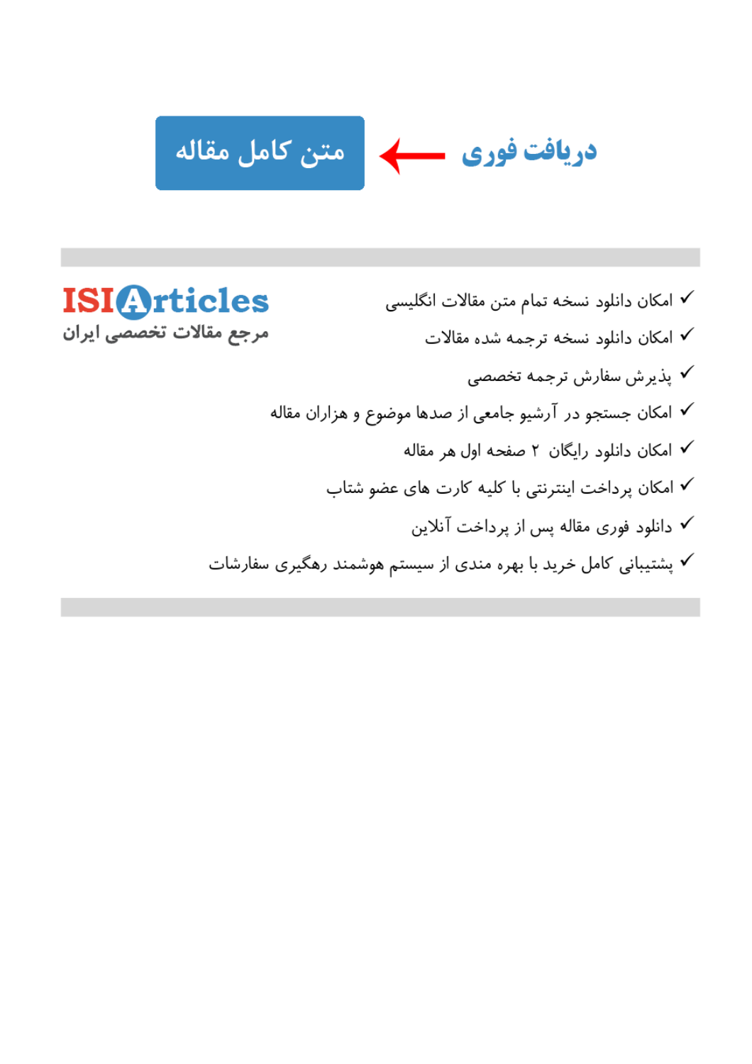دریافت فوری ← **متن کامل مقاله**

**ISIArticles**

مرجع مقالات تخصصی ایران

- ✓ امکان دانلود نسخه تمام متن مقالات انگلیسی
- ✓ امکان دانلود نسخه ترجمه شده مقالات
- ✓ پذیرش سفارش ترجمه تخصصی
- ✓ امکان جستجو در آرشیو جامعی از صدها موضوع و هزاران مقاله
- ✓ امکان دانلود رایگان ۲ صفحه اول هر مقاله
- ✓ امکان پرداخت اینترنتی با کلیه کارت های عضو شتاب
- ✓ دانلود فوری مقاله پس از پرداخت آنلاین
- ✓ پشتیبانی کامل خرید با بهره مندی از سیستم هوشمند رهگیری سفارشات